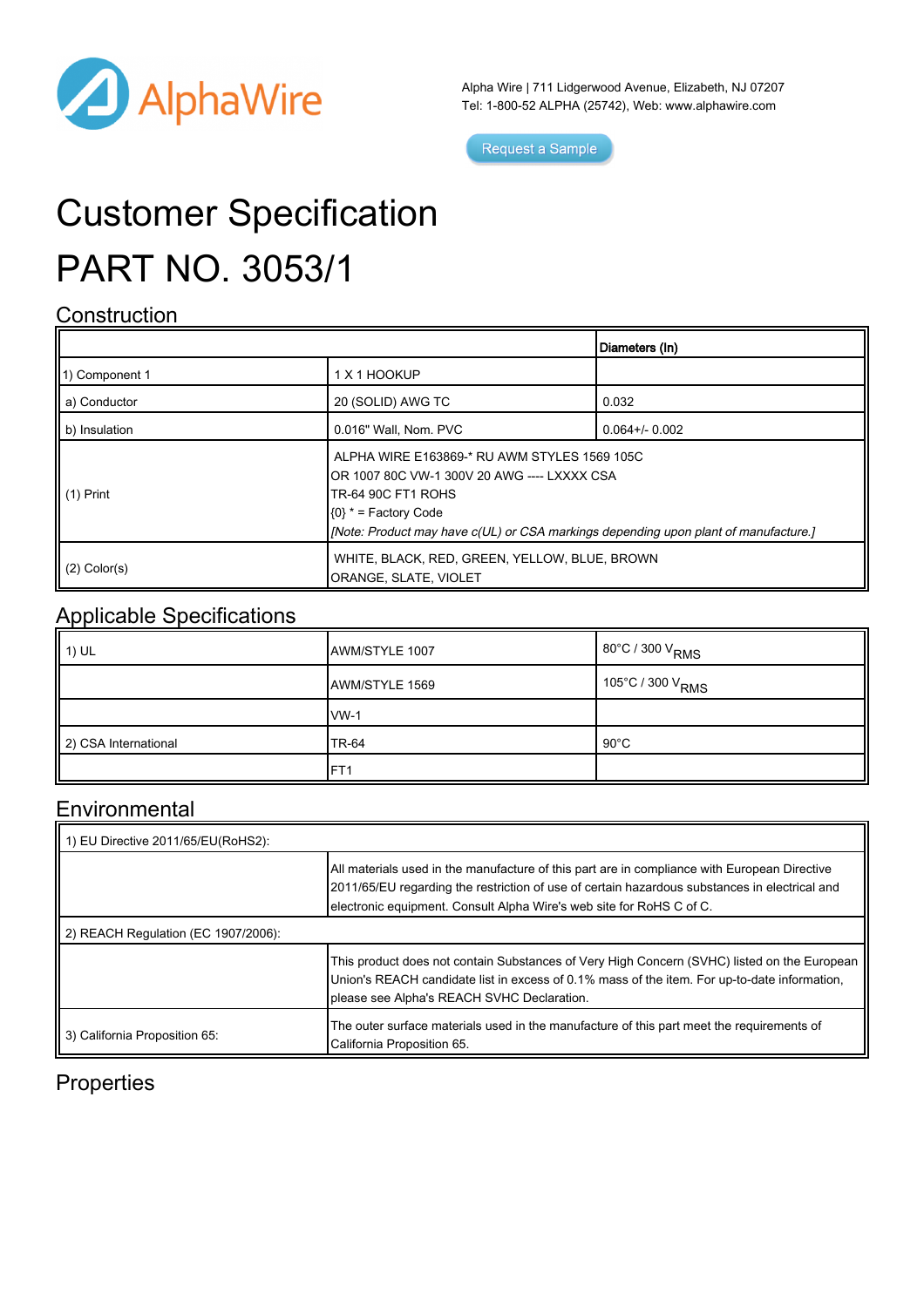AlphaWire

Alpha Wire | 711 Lidgerwood Avenue, Elizabeth, NJ 07207
Tel: 1-800-52 ALPHA (25742), Web: www.alphawire.com

Request a Sample

# Customer Specification

# PART NO. 3053/1

## Construction

| | | Diameters (In) |
|---|---|---|
| 1) Component 1 | 1 X 1 HOOKUP | |
| a) Conductor | 20 (SOLID) AWG TC | 0.032 |
| b) Insulation | 0.016" Wall, Nom. PVC | 0.064+/- 0.002 |
| (1) Print | ALPHA WIRE E163869-* RU AWM STYLES 1569 105C OR 1007 80C VW-1 300V 20 AWG ---- LXXXX CSA TR-64 90C FT1 ROHS {0} * = Factory Code *[Note: Product may have c(UL) or CSA markings depending upon plant of manufacture.]* | |
| (2) Color(s) | WHITE, BLACK, RED, GREEN, YELLOW, BLUE, BROWN ORANGE, SLATE, VIOLET | |

## Applicable Specifications

| | | |
|---|---|---|
| 1) UL | AWM/STYLE 1007 | 80°C / 300 $V_{RMS}$ |
| | AWM/STYLE 1569 | 105°C / 300 $V_{RMS}$ |
| | VW-1 | |
| 2) CSA International | TR-64 | 90°C |
| | FT1 | |

## Environmental

| | |
|---|---|
| 1) EU Directive 2011/65/EU(RoHS2): | |
| | All materials used in the manufacture of this part are in compliance with European Directive 2011/65/EU regarding the restriction of use of certain hazardous substances in electrical and electronic equipment. Consult Alpha Wire's web site for RoHS C of C. |
| 2) REACH Regulation (EC 1907/2006): | |
| | This product does not contain Substances of Very High Concern (SVHC) listed on the European Union's REACH candidate list in excess of 0.1% mass of the item. For up-to-date information, please see Alpha's REACH SVHC Declaration. |
| 3) California Proposition 65: | The outer surface materials used in the manufacture of this part meet the requirements of California Proposition 65. |

## Properties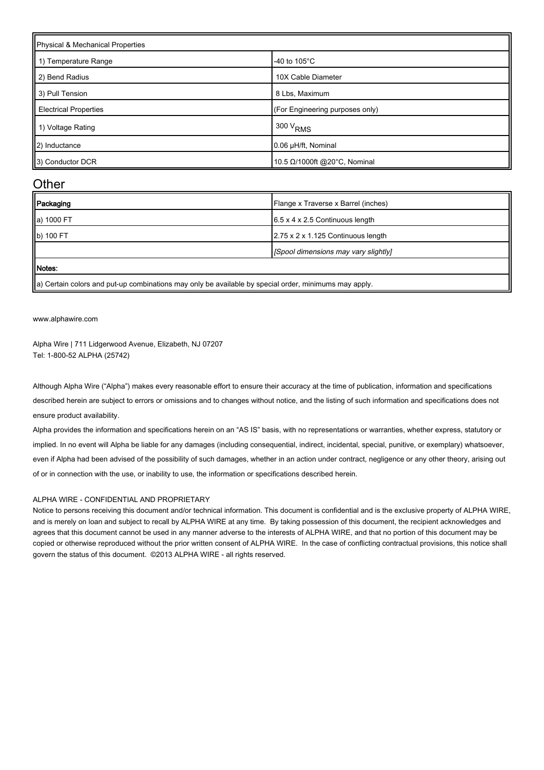| Physical & Mechanical Properties | |
|---|---|
| 1) Temperature Range | -40 to 105°C |
| 2) Bend Radius | 10X Cable Diameter |
| 3) Pull Tension | 8 Lbs, Maximum |
| Electrical Properties | (For Engineering purposes only) |
| 1) Voltage Rating | 300 $V_{RMS}$ |
| 2) Inductance | 0.06 µH/ft, Nominal |
| 3) Conductor DCR | 10.5 Ω/1000ft @20°C, Nominal |

## Other

| Packaging | Flange x Traverse x Barrel (inches) |
|---|---|
| a) 1000 FT | 6.5 x 4 x 2.5 Continuous length |
| b) 100 FT | 2.75 x 2 x 1.125 Continuous length |
| | *[Spool dimensions may vary slightly]* |
| **Notes:** | |
| a) Certain colors and put-up combinations may only be available by special order, minimums may apply. | |

www.alphawire.com

Alpha Wire | 711 Lidgerwood Avenue, Elizabeth, NJ 07207
Tel: 1-800-52 ALPHA (25742)

Although Alpha Wire ("Alpha") makes every reasonable effort to ensure their accuracy at the time of publication, information and specifications described herein are subject to errors or omissions and to changes without notice, and the listing of such information and specifications does not ensure product availability.

Alpha provides the information and specifications herein on an "AS IS" basis, with no representations or warranties, whether express, statutory or implied. In no event will Alpha be liable for any damages (including consequential, indirect, incidental, special, punitive, or exemplary) whatsoever, even if Alpha had been advised of the possibility of such damages, whether in an action under contract, negligence or any other theory, arising out of or in connection with the use, or inability to use, the information or specifications described herein.

ALPHA WIRE - CONFIDENTIAL AND PROPRIETARY

Notice to persons receiving this document and/or technical information. This document is confidential and is the exclusive property of ALPHA WIRE, and is merely on loan and subject to recall by ALPHA WIRE at any time. By taking possession of this document, the recipient acknowledges and agrees that this document cannot be used in any manner adverse to the interests of ALPHA WIRE, and that no portion of this document may be copied or otherwise reproduced without the prior written consent of ALPHA WIRE. In the case of conflicting contractual provisions, this notice shall govern the status of this document. ©2013 ALPHA WIRE - all rights reserved.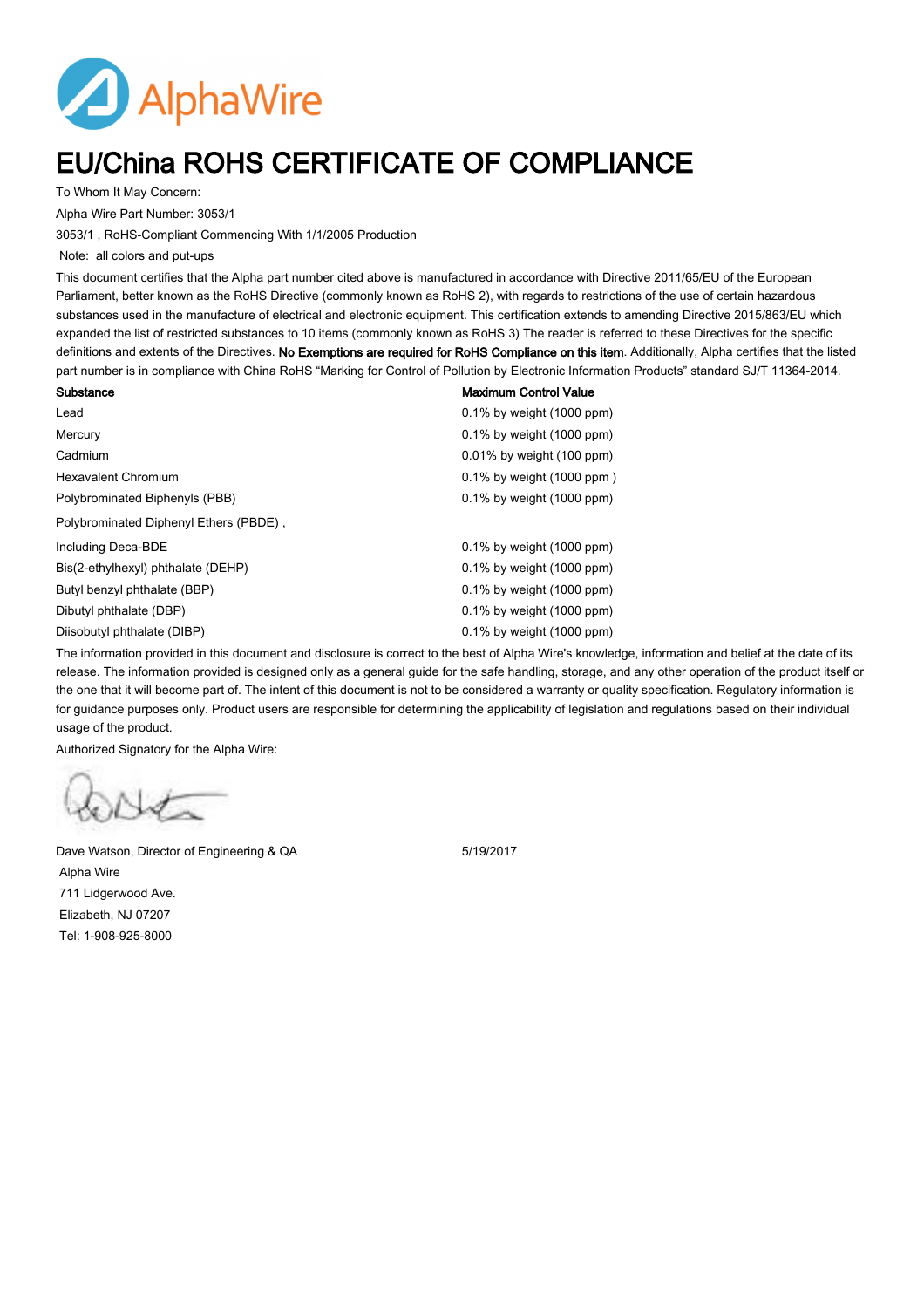AlphaWire

# EU/China ROHS CERTIFICATE OF COMPLIANCE

To Whom It May Concern:

Alpha Wire Part Number: 3053/1

3053/1 , RoHS-Compliant Commencing With 1/1/2005 Production

Note: all colors and put-ups

This document certifies that the Alpha part number cited above is manufactured in accordance with Directive 2011/65/EU of the European Parliament, better known as the RoHS Directive (commonly known as RoHS 2), with regards to restrictions of the use of certain hazardous substances used in the manufacture of electrical and electronic equipment. This certification extends to amending Directive 2015/863/EU which expanded the list of restricted substances to 10 items (commonly known as RoHS 3) The reader is referred to these Directives for the specific definitions and extents of the Directives. **No Exemptions are required for RoHS Compliance on this item**. Additionally, Alpha certifies that the listed part number is in compliance with China RoHS "Marking for Control of Pollution by Electronic Information Products" standard SJ/T 11364-2014.

| Substance | Maximum Control Value |
|---|---|
| Lead | 0.1% by weight (1000 ppm) |
| Mercury | 0.1% by weight (1000 ppm) |
| Cadmium | 0.01% by weight (100 ppm) |
| Hexavalent Chromium | 0.1% by weight (1000 ppm ) |
| Polybrominated Biphenyls (PBB) | 0.1% by weight (1000 ppm) |
| Polybrominated Diphenyl Ethers (PBDE) , | |
| Including Deca-BDE | 0.1% by weight (1000 ppm) |
| Bis(2-ethylhexyl) phthalate (DEHP) | 0.1% by weight (1000 ppm) |
| Butyl benzyl phthalate (BBP) | 0.1% by weight (1000 ppm) |
| Dibutyl phthalate (DBP) | 0.1% by weight (1000 ppm) |
| Diisobutyl phthalate (DIBP) | 0.1% by weight (1000 ppm) |

The information provided in this document and disclosure is correct to the best of Alpha Wire's knowledge, information and belief at the date of its release. The information provided is designed only as a general guide for the safe handling, storage, and any other operation of the product itself or the one that it will become part of. The intent of this document is not to be considered a warranty or quality specification. Regulatory information is for guidance purposes only. Product users are responsible for determining the applicability of legislation and regulations based on their individual usage of the product.

Authorized Signatory for the Alpha Wire:

Dave Watson, Director of Engineering & QA    5/19/2017

Alpha Wire
711 Lidgerwood Ave.
Elizabeth, NJ 07207
Tel: 1-908-925-8000